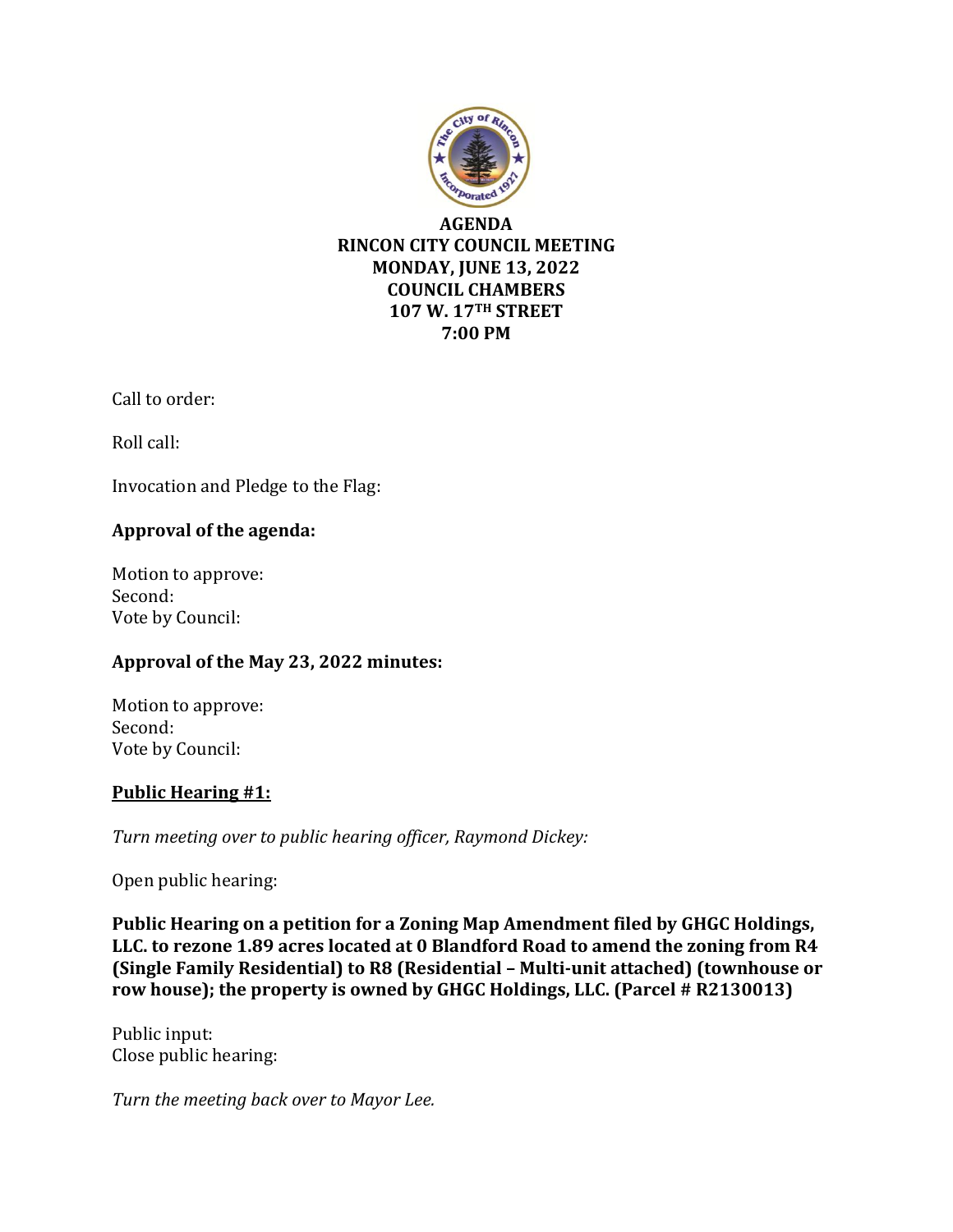# AGENDA
## RINCON CITY COUNCIL MEETING
## MONDAY, JUNE 13, 2022
## COUNCIL CHAMBERS
## 107 W. 17TH STREET
## 7:00 PM

Call to order:

Roll call:

Invocation and Pledge to the Flag:

**Approval of the agenda:**

Motion to approve:
Second:
Vote by Council:

**Approval of the May 23, 2022 minutes:**

Motion to approve:
Second:
Vote by Council:

**<u>Public Hearing #1:</u>**

*Turn meeting over to public hearing officer, Raymond Dickey:*

Open public hearing:

**Public Hearing on a petition for a Zoning Map Amendment filed by GHGC Holdings, LLC. to rezone 1.89 acres located at 0 Blandford Road to amend the zoning from R4 (Single Family Residential) to R8 (Residential – Multi-unit attached) (townhouse or row house); the property is owned by GHGC Holdings, LLC. (Parcel # R2130013)**

Public input:
Close public hearing:

*Turn the meeting back over to Mayor Lee.*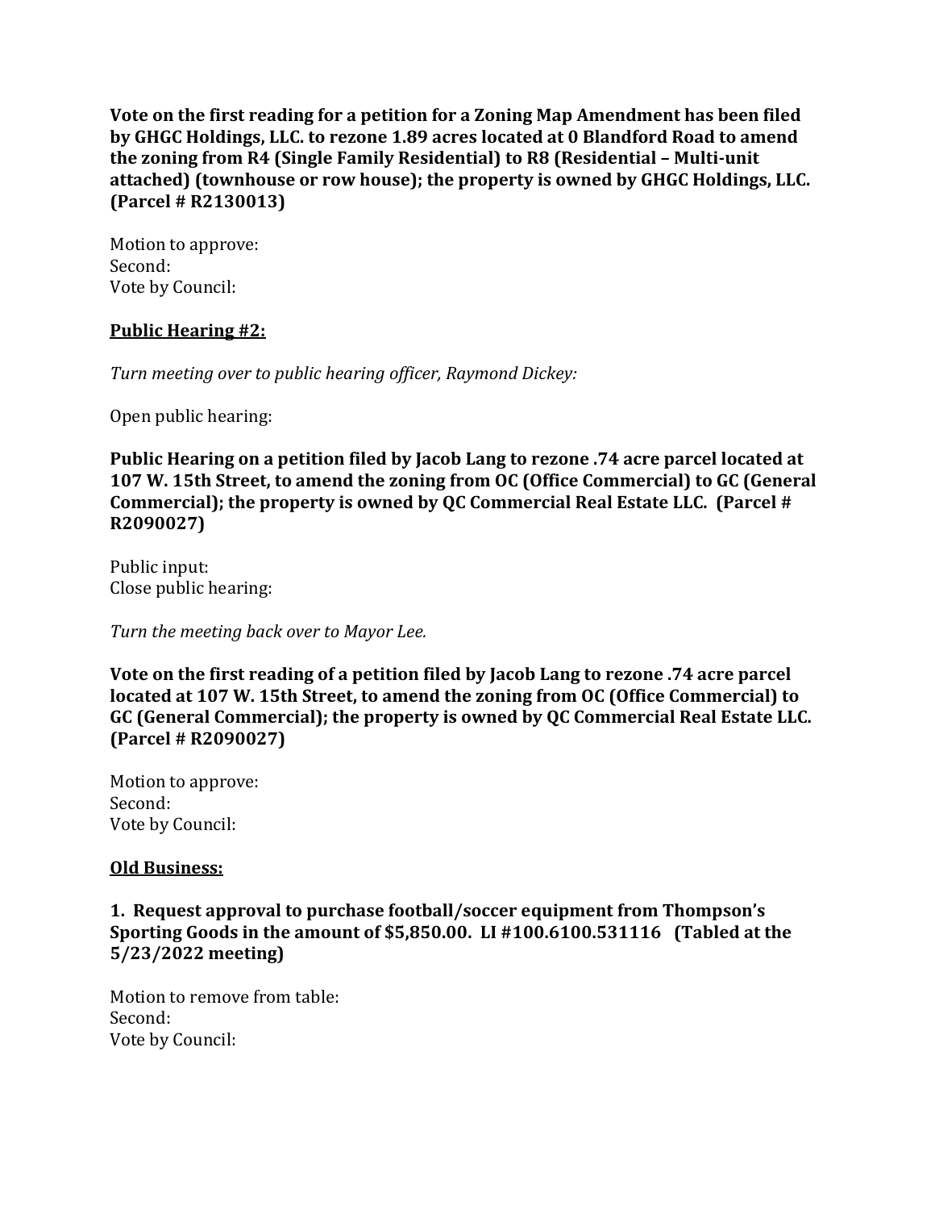**Vote on the first reading for a petition for a Zoning Map Amendment has been filed by GHGC Holdings, LLC. to rezone 1.89 acres located at 0 Blandford Road to amend the zoning from R4 (Single Family Residential) to R8 (Residential – Multi-unit attached) (townhouse or row house); the property is owned by GHGC Holdings, LLC. (Parcel # R2130013)**

Motion to approve:
Second:
Vote by Council:

**Public Hearing #2:**

*Turn meeting over to public hearing officer, Raymond Dickey:*

Open public hearing:

**Public Hearing on a petition filed by Jacob Lang to rezone .74 acre parcel located at 107 W. 15th Street, to amend the zoning from OC (Office Commercial) to GC (General Commercial); the property is owned by QC Commercial Real Estate LLC. (Parcel # R2090027)**

Public input:
Close public hearing:

*Turn the meeting back over to Mayor Lee.*

**Vote on the first reading of a petition filed by Jacob Lang to rezone .74 acre parcel located at 107 W. 15th Street, to amend the zoning from OC (Office Commercial) to GC (General Commercial); the property is owned by QC Commercial Real Estate LLC. (Parcel # R2090027)**

Motion to approve:
Second:
Vote by Council:

**Old Business:**

**1. Request approval to purchase football/soccer equipment from Thompson's Sporting Goods in the amount of $5,850.00. LI #100.6100.531116 (Tabled at the 5/23/2022 meeting)**

Motion to remove from table:
Second:
Vote by Council: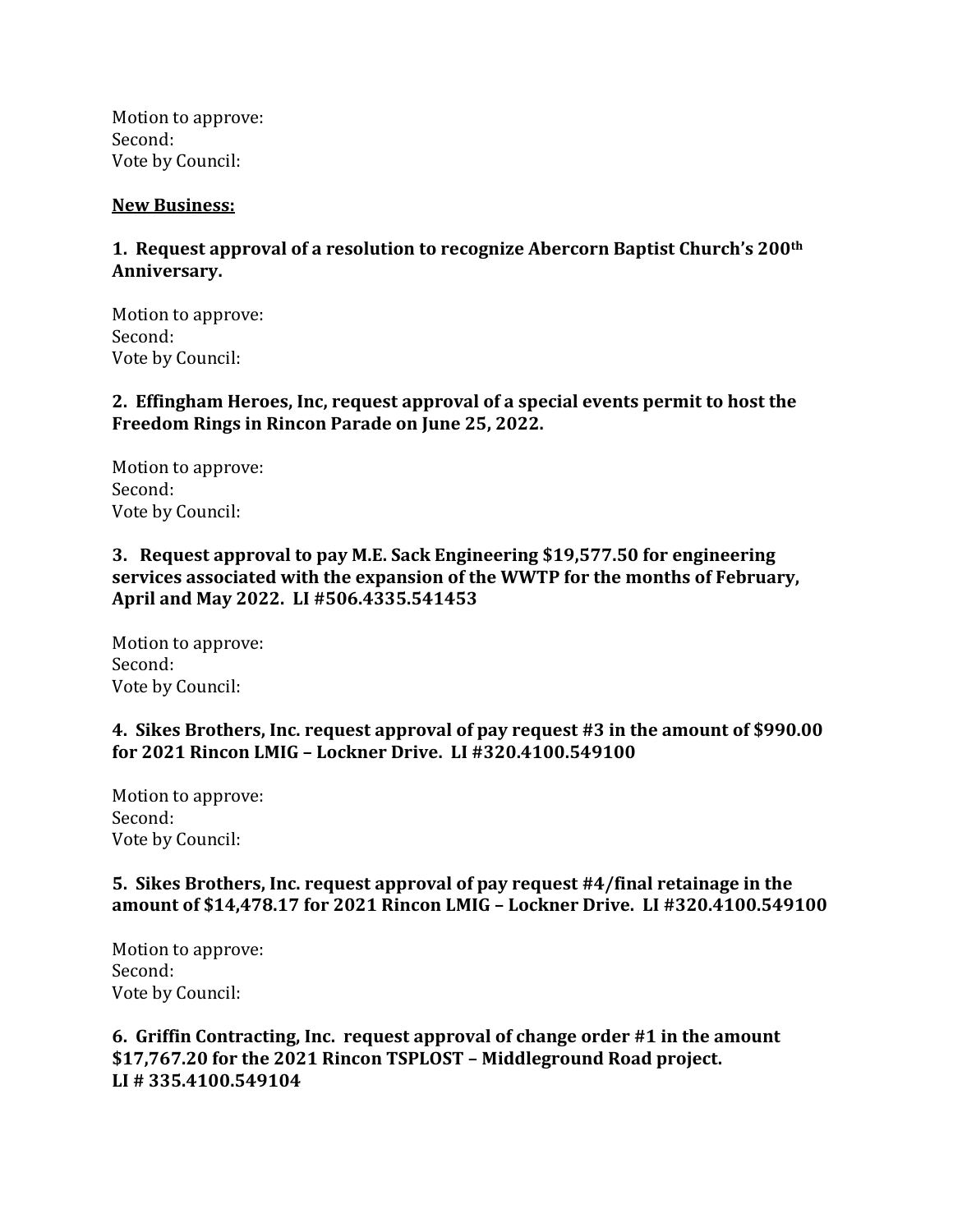Motion to approve:
Second:
Vote by Council:

**New Business:**

**1. Request approval of a resolution to recognize Abercorn Baptist Church's 200th Anniversary.**

Motion to approve:
Second:
Vote by Council:

**2. Effingham Heroes, Inc, request approval of a special events permit to host the Freedom Rings in Rincon Parade on June 25, 2022.**

Motion to approve:
Second:
Vote by Council:

**3. Request approval to pay M.E. Sack Engineering $19,577.50 for engineering services associated with the expansion of the WWTP for the months of February, April and May 2022. LI #506.4335.541453**

Motion to approve:
Second:
Vote by Council:

**4. Sikes Brothers, Inc. request approval of pay request #3 in the amount of $990.00 for 2021 Rincon LMIG – Lockner Drive. LI #320.4100.549100**

Motion to approve:
Second:
Vote by Council:

**5. Sikes Brothers, Inc. request approval of pay request #4/final retainage in the amount of $14,478.17 for 2021 Rincon LMIG – Lockner Drive. LI #320.4100.549100**

Motion to approve:
Second:
Vote by Council:

**6. Griffin Contracting, Inc. request approval of change order #1 in the amount $17,767.20 for the 2021 Rincon TSPLOST – Middleground Road project. LI # 335.4100.549104**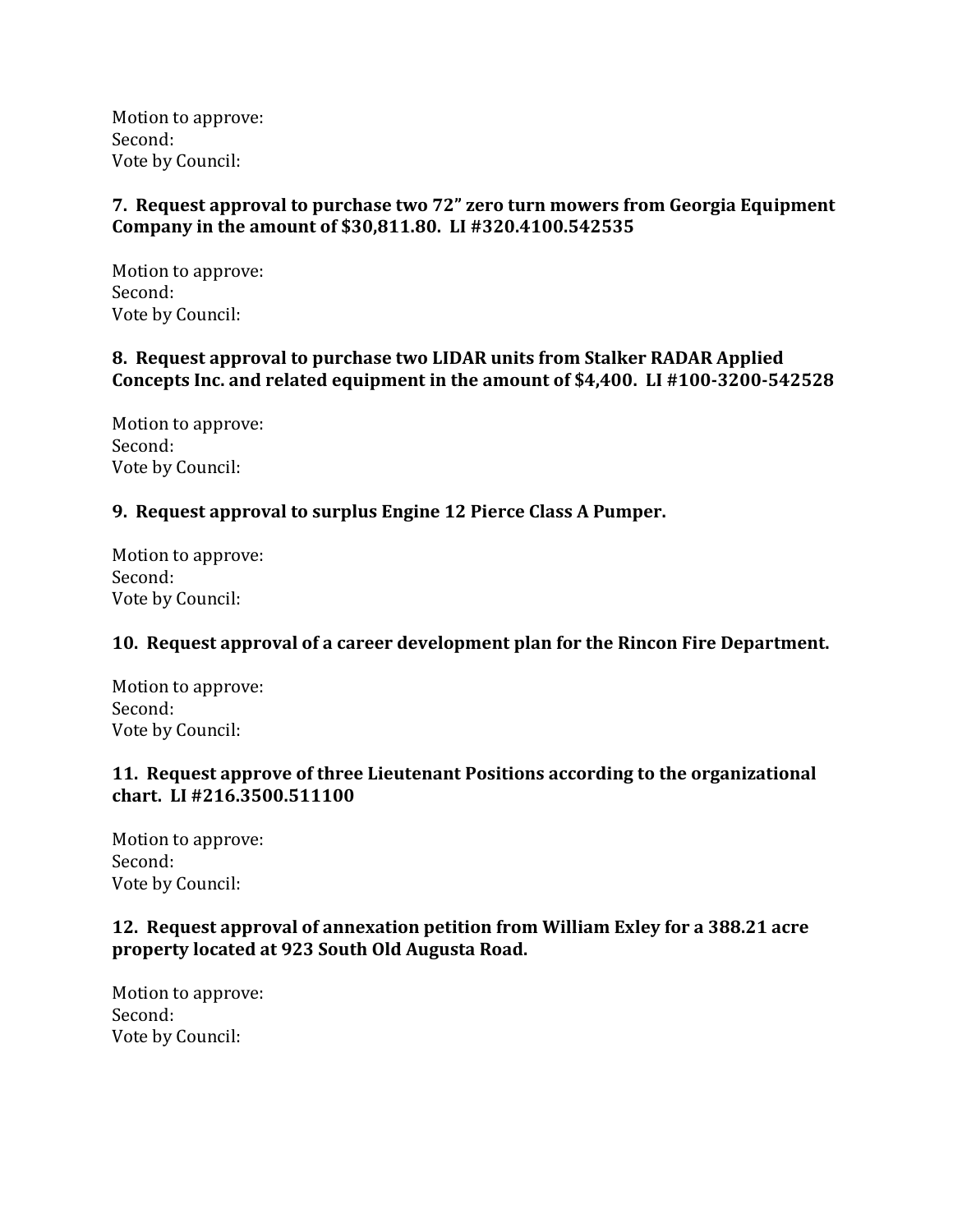Motion to approve:
Second:
Vote by Council:

**7. Request approval to purchase two 72" zero turn mowers from Georgia Equipment Company in the amount of $30,811.80. LI #320.4100.542535**

Motion to approve:
Second:
Vote by Council:

**8. Request approval to purchase two LIDAR units from Stalker RADAR Applied Concepts Inc. and related equipment in the amount of $4,400. LI #100-3200-542528**

Motion to approve:
Second:
Vote by Council:

**9. Request approval to surplus Engine 12 Pierce Class A Pumper.**

Motion to approve:
Second:
Vote by Council:

**10. Request approval of a career development plan for the Rincon Fire Department.**

Motion to approve:
Second:
Vote by Council:

**11. Request approve of three Lieutenant Positions according to the organizational chart. LI #216.3500.511100**

Motion to approve:
Second:
Vote by Council:

**12. Request approval of annexation petition from William Exley for a 388.21 acre property located at 923 South Old Augusta Road.**

Motion to approve:
Second:
Vote by Council: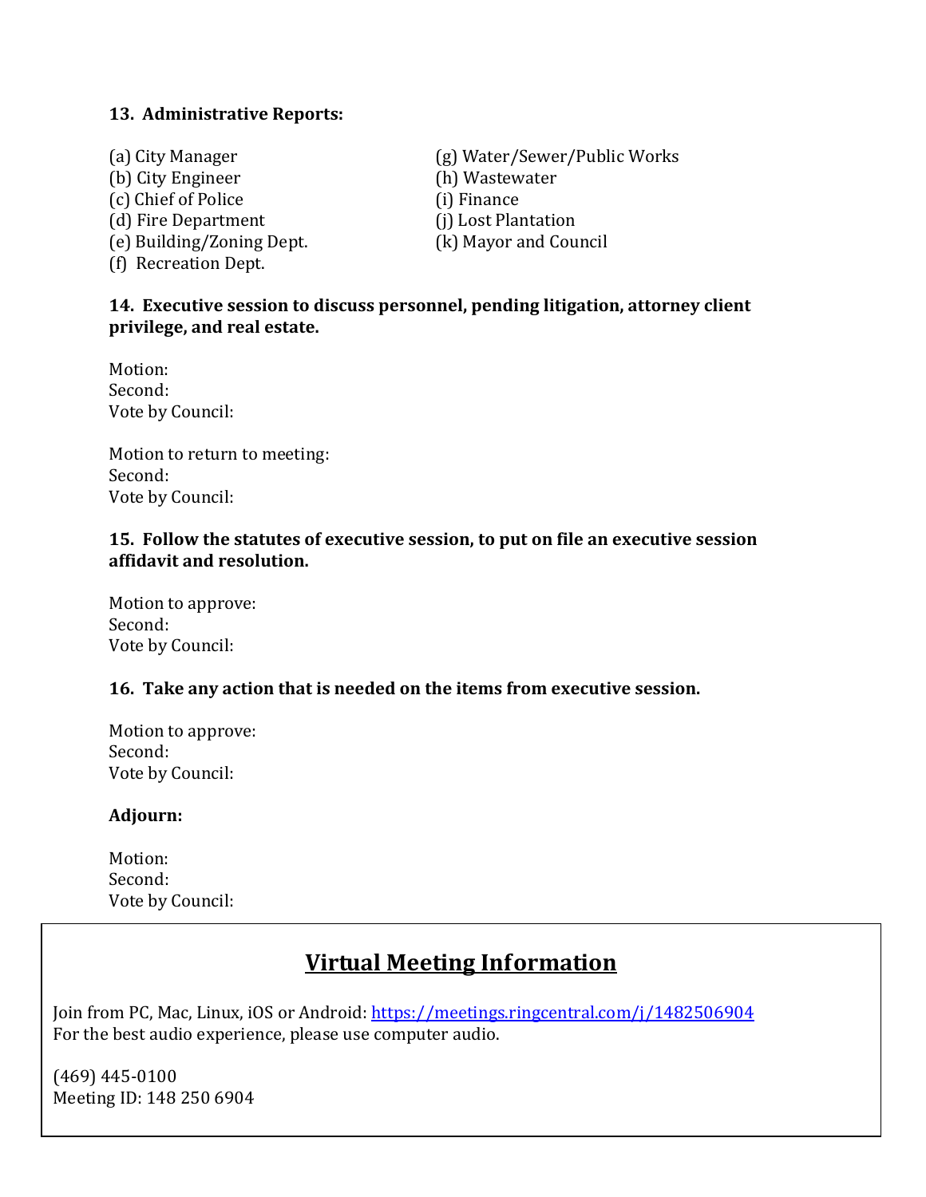**13. Administrative Reports:**

(a) City Manager
(b) City Engineer
(c) Chief of Police
(d) Fire Department
(e) Building/Zoning Dept.
(f) Recreation Dept.
(g) Water/Sewer/Public Works
(h) Wastewater
(i) Finance
(j) Lost Plantation
(k) Mayor and Council

**14. Executive session to discuss personnel, pending litigation, attorney client privilege, and real estate.**

Motion:
Second:
Vote by Council:

Motion to return to meeting:
Second:
Vote by Council:

**15. Follow the statutes of executive session, to put on file an executive session affidavit and resolution.**

Motion to approve:
Second:
Vote by Council:

**16. Take any action that is needed on the items from executive session.**

Motion to approve:
Second:
Vote by Council:

**Adjourn:**

Motion:
Second:
Vote by Council:

## Virtual Meeting Information

Join from PC, Mac, Linux, iOS or Android: https://meetings.ringcentral.com/j/1482506904
For the best audio experience, please use computer audio.

(469) 445-0100
Meeting ID: 148 250 6904